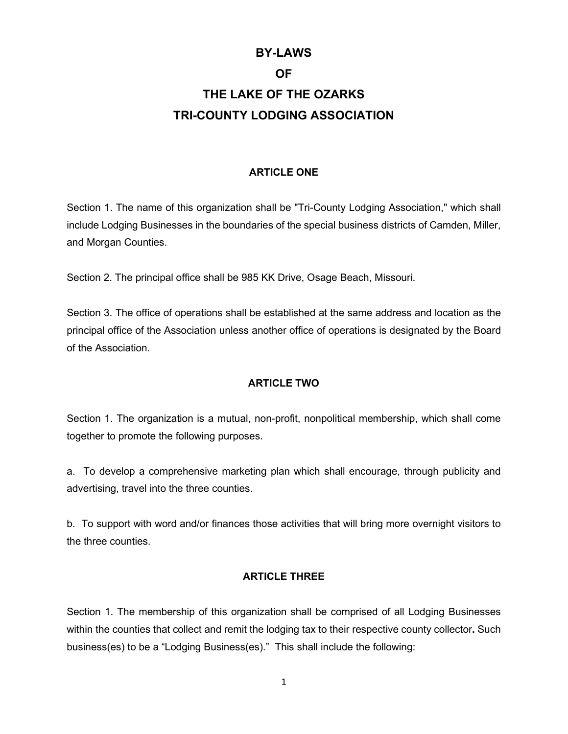# BY-LAWS
# OF
# THE LAKE OF THE OZARKS
# TRI-COUNTY LODGING ASSOCIATION

## ARTICLE ONE

Section 1. The name of this organization shall be "Tri-County Lodging Association," which shall include Lodging Businesses in the boundaries of the special business districts of Camden, Miller, and Morgan Counties.

Section 2. The principal office shall be 985 KK Drive, Osage Beach, Missouri.

Section 3. The office of operations shall be established at the same address and location as the principal office of the Association unless another office of operations is designated by the Board of the Association.

## ARTICLE TWO

Section 1. The organization is a mutual, non-profit, nonpolitical membership, which shall come together to promote the following purposes.

a. To develop a comprehensive marketing plan which shall encourage, through publicity and advertising, travel into the three counties.

b. To support with word and/or finances those activities that will bring more overnight visitors to the three counties.

## ARTICLE THREE

Section 1. The membership of this organization shall be comprised of all Lodging Businesses within the counties that collect and remit the lodging tax to their respective county collector**.** Such business(es) to be a "Lodging Business(es)." This shall include the following: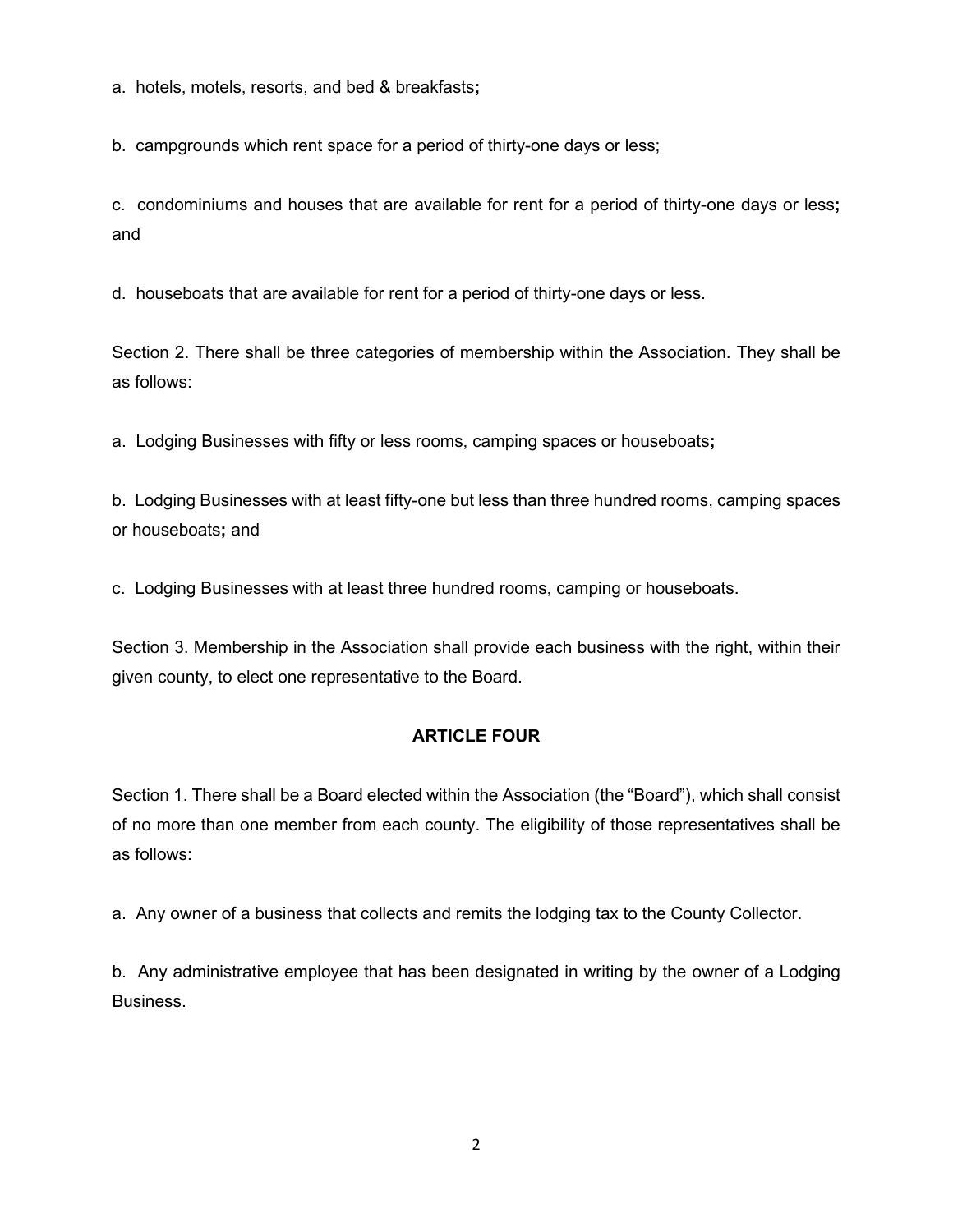a. hotels, motels, resorts, and bed & breakfasts**;**

b. campgrounds which rent space for a period of thirty-one days or less;

c. condominiums and houses that are available for rent for a period of thirty-one days or less**;** and

d. houseboats that are available for rent for a period of thirty-one days or less.

Section 2. There shall be three categories of membership within the Association. They shall be as follows:

a. Lodging Businesses with fifty or less rooms, camping spaces or houseboats**;**

b. Lodging Businesses with at least fifty-one but less than three hundred rooms, camping spaces or houseboats**;** and

c. Lodging Businesses with at least three hundred rooms, camping or houseboats.

Section 3. Membership in the Association shall provide each business with the right, within their given county, to elect one representative to the Board.

## ARTICLE FOUR

Section 1. There shall be a Board elected within the Association (the "Board"), which shall consist of no more than one member from each county. The eligibility of those representatives shall be as follows:

a. Any owner of a business that collects and remits the lodging tax to the County Collector.

b. Any administrative employee that has been designated in writing by the owner of a Lodging Business.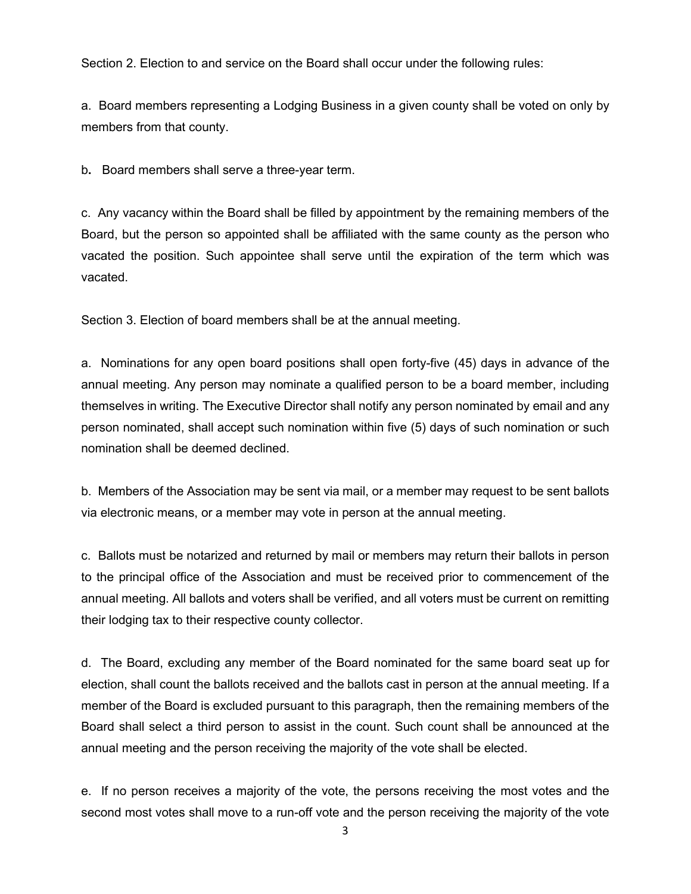Section 2. Election to and service on the Board shall occur under the following rules:

a. Board members representing a Lodging Business in a given county shall be voted on only by members from that county.

b. Board members shall serve a three-year term.

c. Any vacancy within the Board shall be filled by appointment by the remaining members of the Board, but the person so appointed shall be affiliated with the same county as the person who vacated the position. Such appointee shall serve until the expiration of the term which was vacated.

Section 3. Election of board members shall be at the annual meeting.

a. Nominations for any open board positions shall open forty-five (45) days in advance of the annual meeting. Any person may nominate a qualified person to be a board member, including themselves in writing. The Executive Director shall notify any person nominated by email and any person nominated, shall accept such nomination within five (5) days of such nomination or such nomination shall be deemed declined.

b. Members of the Association may be sent via mail, or a member may request to be sent ballots via electronic means, or a member may vote in person at the annual meeting.

c. Ballots must be notarized and returned by mail or members may return their ballots in person to the principal office of the Association and must be received prior to commencement of the annual meeting. All ballots and voters shall be verified, and all voters must be current on remitting their lodging tax to their respective county collector.

d. The Board, excluding any member of the Board nominated for the same board seat up for election, shall count the ballots received and the ballots cast in person at the annual meeting. If a member of the Board is excluded pursuant to this paragraph, then the remaining members of the Board shall select a third person to assist in the count. Such count shall be announced at the annual meeting and the person receiving the majority of the vote shall be elected.

e. If no person receives a majority of the vote, the persons receiving the most votes and the second most votes shall move to a run-off vote and the person receiving the majority of the vote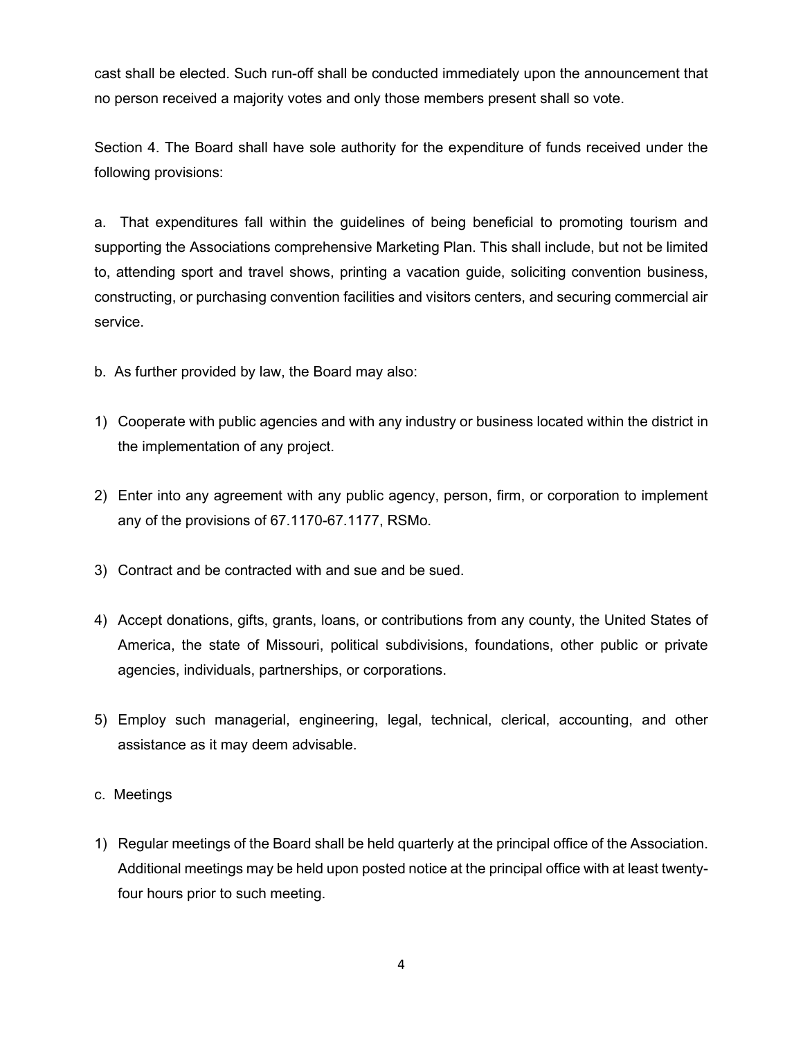cast shall be elected. Such run-off shall be conducted immediately upon the announcement that no person received a majority votes and only those members present shall so vote.

Section 4. The Board shall have sole authority for the expenditure of funds received under the following provisions:

a. That expenditures fall within the guidelines of being beneficial to promoting tourism and supporting the Associations comprehensive Marketing Plan. This shall include, but not be limited to, attending sport and travel shows, printing a vacation guide, soliciting convention business, constructing, or purchasing convention facilities and visitors centers, and securing commercial air service.

b. As further provided by law, the Board may also:

1) Cooperate with public agencies and with any industry or business located within the district in the implementation of any project.

2) Enter into any agreement with any public agency, person, firm, or corporation to implement any of the provisions of 67.1170-67.1177, RSMo.

3) Contract and be contracted with and sue and be sued.

4) Accept donations, gifts, grants, loans, or contributions from any county, the United States of America, the state of Missouri, political subdivisions, foundations, other public or private agencies, individuals, partnerships, or corporations.

5) Employ such managerial, engineering, legal, technical, clerical, accounting, and other assistance as it may deem advisable.

c. Meetings

1) Regular meetings of the Board shall be held quarterly at the principal office of the Association. Additional meetings may be held upon posted notice at the principal office with at least twenty-four hours prior to such meeting.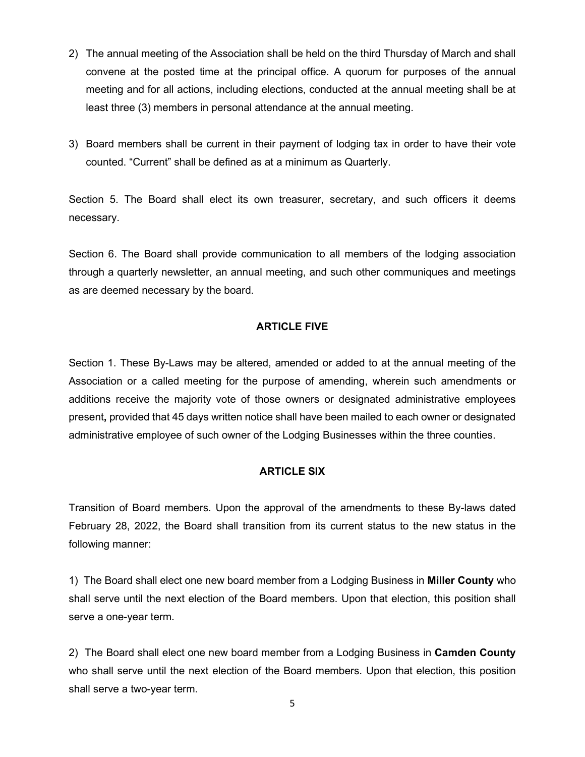2) The annual meeting of the Association shall be held on the third Thursday of March and shall convene at the posted time at the principal office. A quorum for purposes of the annual meeting and for all actions, including elections, conducted at the annual meeting shall be at least three (3) members in personal attendance at the annual meeting.

3) Board members shall be current in their payment of lodging tax in order to have their vote counted. "Current" shall be defined as at a minimum as Quarterly.

Section 5. The Board shall elect its own treasurer, secretary, and such officers it deems necessary.

Section 6. The Board shall provide communication to all members of the lodging association through a quarterly newsletter, an annual meeting, and such other communiques and meetings as are deemed necessary by the board.

## ARTICLE FIVE

Section 1. These By-Laws may be altered, amended or added to at the annual meeting of the Association or a called meeting for the purpose of amending, wherein such amendments or additions receive the majority vote of those owners or designated administrative employees present**,** provided that 45 days written notice shall have been mailed to each owner or designated administrative employee of such owner of the Lodging Businesses within the three counties.

## ARTICLE SIX

Transition of Board members. Upon the approval of the amendments to these By-laws dated February 28, 2022, the Board shall transition from its current status to the new status in the following manner:

1) The Board shall elect one new board member from a Lodging Business in **Miller County** who shall serve until the next election of the Board members. Upon that election, this position shall serve a one-year term.

2) The Board shall elect one new board member from a Lodging Business in **Camden County** who shall serve until the next election of the Board members. Upon that election, this position shall serve a two-year term.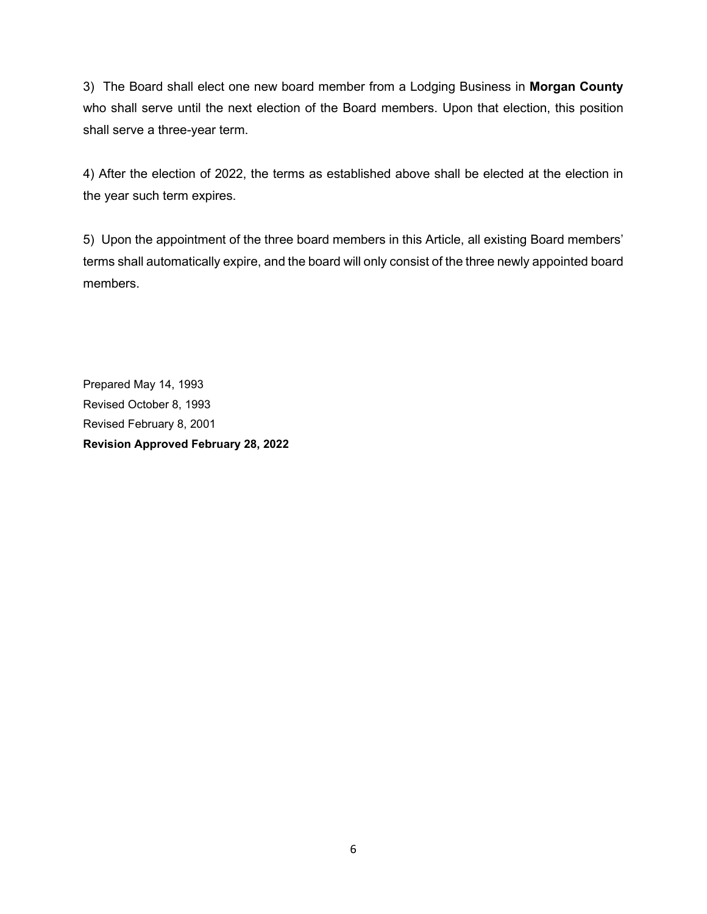3) The Board shall elect one new board member from a Lodging Business in **Morgan County** who shall serve until the next election of the Board members. Upon that election, this position shall serve a three-year term.

4) After the election of 2022, the terms as established above shall be elected at the election in the year such term expires.

5) Upon the appointment of the three board members in this Article, all existing Board members' terms shall automatically expire, and the board will only consist of the three newly appointed board members.

Prepared May 14, 1993
Revised October 8, 1993
Revised February 8, 2001
**Revision Approved February 28, 2022**